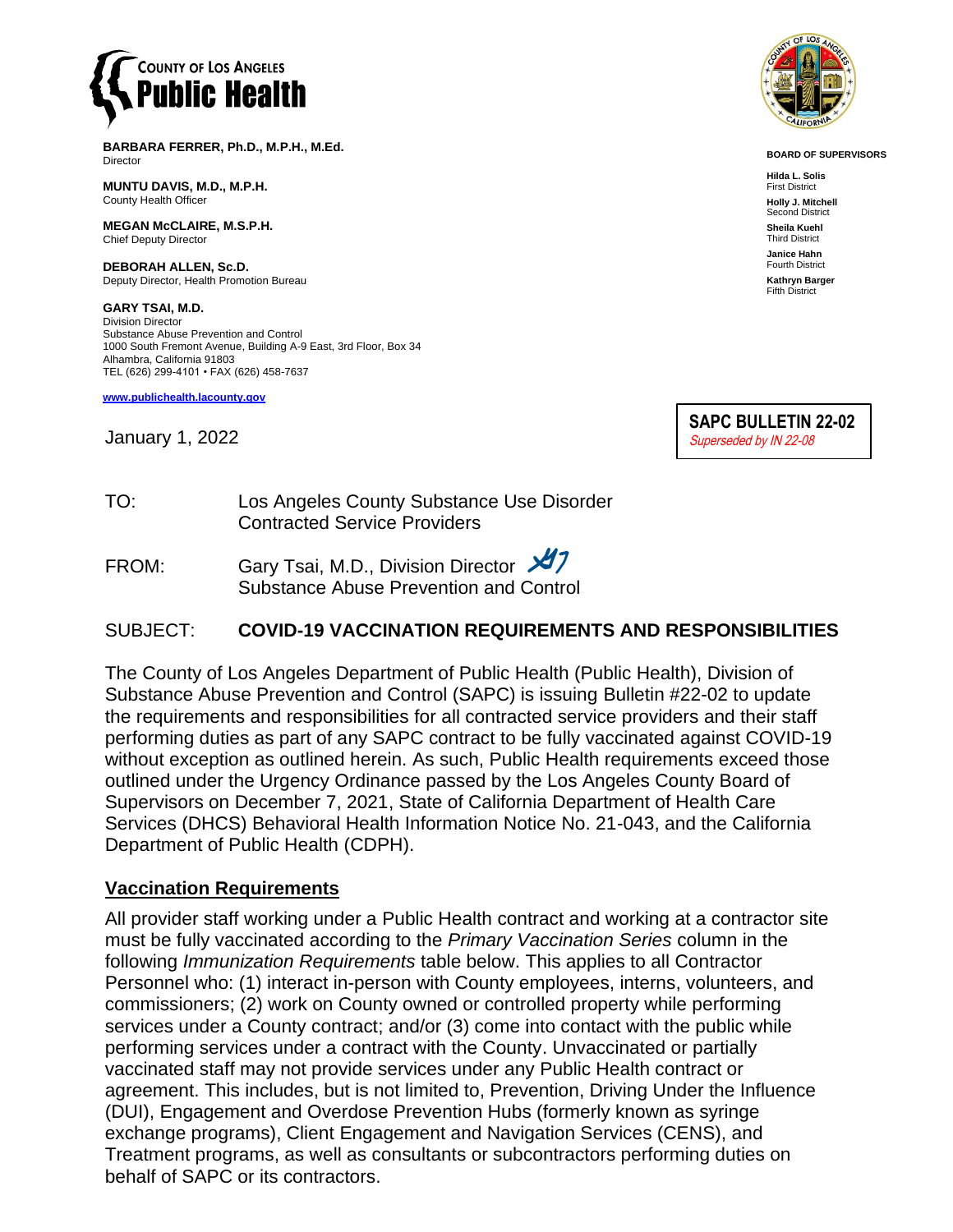**COUNTY OF LOS ANGELES**
**Public Health**

**BARBARA FERRER, Ph.D., M.P.H., M.Ed.**
Director

**MUNTU DAVIS, M.D., M.P.H.**
County Health Officer

**MEGAN McCLAIRE, M.S.P.H.**
Chief Deputy Director

**DEBORAH ALLEN, Sc.D.**
Deputy Director, Health Promotion Bureau

**GARY TSAI, M.D.**
Division Director
Substance Abuse Prevention and Control
1000 South Fremont Avenue, Building A-9 East, 3rd Floor, Box 34
Alhambra, California 91803
TEL (626) 299-4101 • FAX (626) 458-7637

www.publichealth.lacounty.gov

**BOARD OF SUPERVISORS**

**Hilda L. Solis**
First District

**Holly J. Mitchell**
Second District

**Sheila Kuehl**
Third District

**Janice Hahn**
Fourth District

**Kathryn Barger**
Fifth District

January 1, 2022

**SAPC BULLETIN 22-02**
*Superseded by IN 22-08*

TO: Los Angeles County Substance Use Disorder Contracted Service Providers

FROM: Gary Tsai, M.D., Division Director
Substance Abuse Prevention and Control

SUBJECT: **COVID-19 VACCINATION REQUIREMENTS AND RESPONSIBILITIES**

The County of Los Angeles Department of Public Health (Public Health), Division of Substance Abuse Prevention and Control (SAPC) is issuing Bulletin #22-02 to update the requirements and responsibilities for all contracted service providers and their staff performing duties as part of any SAPC contract to be fully vaccinated against COVID-19 without exception as outlined herein. As such, Public Health requirements exceed those outlined under the Urgency Ordinance passed by the Los Angeles County Board of Supervisors on December 7, 2021, State of California Department of Health Care Services (DHCS) Behavioral Health Information Notice No. 21-043, and the California Department of Public Health (CDPH).

## Vaccination Requirements

All provider staff working under a Public Health contract and working at a contractor site must be fully vaccinated according to the *Primary Vaccination Series* column in the following *Immunization Requirements* table below. This applies to all Contractor Personnel who: (1) interact in-person with County employees, interns, volunteers, and commissioners; (2) work on County owned or controlled property while performing services under a County contract; and/or (3) come into contact with the public while performing services under a contract with the County. Unvaccinated or partially vaccinated staff may not provide services under any Public Health contract or agreement. This includes, but is not limited to, Prevention, Driving Under the Influence (DUI), Engagement and Overdose Prevention Hubs (formerly known as syringe exchange programs), Client Engagement and Navigation Services (CENS), and Treatment programs, as well as consultants or subcontractors performing duties on behalf of SAPC or its contractors.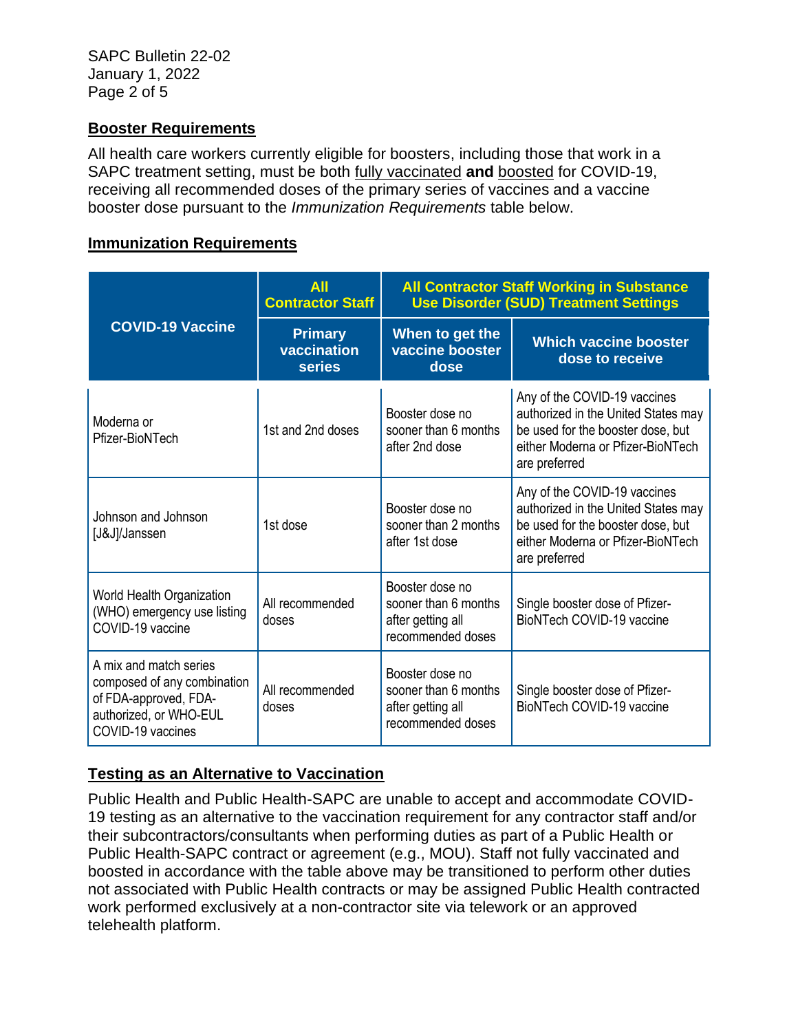## Booster Requirements

All health care workers currently eligible for boosters, including those that work in a SAPC treatment setting, must be both fully vaccinated **and** boosted for COVID-19, receiving all recommended doses of the primary series of vaccines and a vaccine booster dose pursuant to the *Immunization Requirements* table below.

## Immunization Requirements

| COVID-19 Vaccine | All Contractor Staff | All Contractor Staff Working in Substance Use Disorder (SUD) Treatment Settings | |
|---|---|---|---|
| | Primary vaccination series | When to get the vaccine booster dose | Which vaccine booster dose to receive |
| Moderna or Pfizer-BioNTech | 1st and 2nd doses | Booster dose no sooner than 6 months after 2nd dose | Any of the COVID-19 vaccines authorized in the United States may be used for the booster dose, but either Moderna or Pfizer-BioNTech are preferred |
| Johnson and Johnson [J&J]/Janssen | 1st dose | Booster dose no sooner than 2 months after 1st dose | Any of the COVID-19 vaccines authorized in the United States may be used for the booster dose, but either Moderna or Pfizer-BioNTech are preferred |
| World Health Organization (WHO) emergency use listing COVID-19 vaccine | All recommended doses | Booster dose no sooner than 6 months after getting all recommended doses | Single booster dose of Pfizer-BioNTech COVID-19 vaccine |
| A mix and match series composed of any combination of FDA-approved, FDA-authorized, or WHO-EUL COVID-19 vaccines | All recommended doses | Booster dose no sooner than 6 months after getting all recommended doses | Single booster dose of Pfizer-BioNTech COVID-19 vaccine |

## Testing as an Alternative to Vaccination

Public Health and Public Health-SAPC are unable to accept and accommodate COVID-19 testing as an alternative to the vaccination requirement for any contractor staff and/or their subcontractors/consultants when performing duties as part of a Public Health or Public Health-SAPC contract or agreement (e.g., MOU). Staff not fully vaccinated and boosted in accordance with the table above may be transitioned to perform other duties not associated with Public Health contracts or may be assigned Public Health contracted work performed exclusively at a non-contractor site via telework or an approved telehealth platform.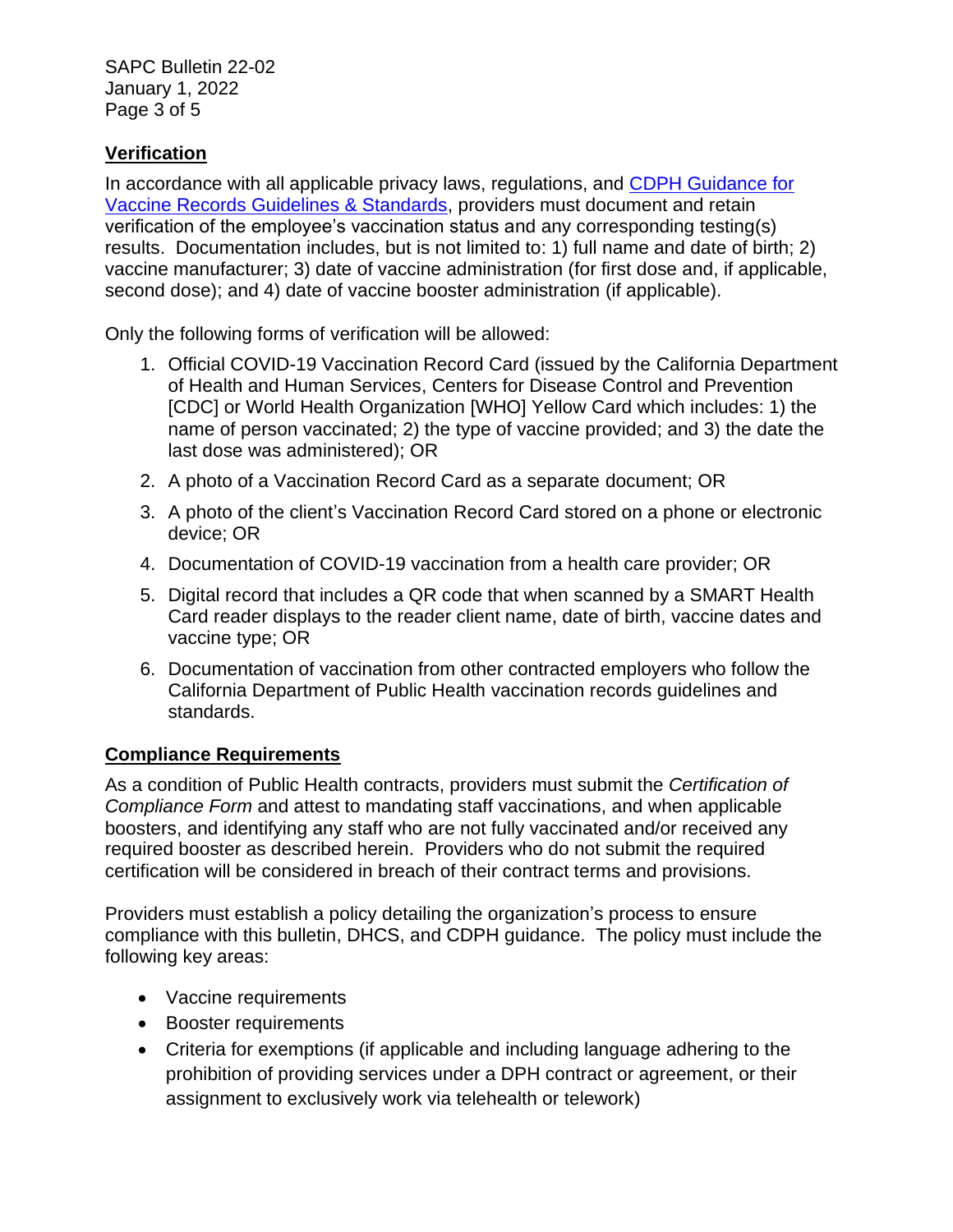## Verification

In accordance with all applicable privacy laws, regulations, and [CDPH Guidance for Vaccine Records Guidelines & Standards](), providers must document and retain verification of the employee's vaccination status and any corresponding testing(s) results. Documentation includes, but is not limited to: 1) full name and date of birth; 2) vaccine manufacturer; 3) date of vaccine administration (for first dose and, if applicable, second dose); and 4) date of vaccine booster administration (if applicable).

Only the following forms of verification will be allowed:

1. Official COVID-19 Vaccination Record Card (issued by the California Department of Health and Human Services, Centers for Disease Control and Prevention [CDC] or World Health Organization [WHO] Yellow Card which includes: 1) the name of person vaccinated; 2) the type of vaccine provided; and 3) the date the last dose was administered); OR
2. A photo of a Vaccination Record Card as a separate document; OR
3. A photo of the client's Vaccination Record Card stored on a phone or electronic device; OR
4. Documentation of COVID-19 vaccination from a health care provider; OR
5. Digital record that includes a QR code that when scanned by a SMART Health Card reader displays to the reader client name, date of birth, vaccine dates and vaccine type; OR
6. Documentation of vaccination from other contracted employers who follow the California Department of Public Health vaccination records guidelines and standards.

## Compliance Requirements

As a condition of Public Health contracts, providers must submit the *Certification of Compliance Form* and attest to mandating staff vaccinations, and when applicable boosters, and identifying any staff who are not fully vaccinated and/or received any required booster as described herein. Providers who do not submit the required certification will be considered in breach of their contract terms and provisions.

Providers must establish a policy detailing the organization's process to ensure compliance with this bulletin, DHCS, and CDPH guidance. The policy must include the following key areas:

- Vaccine requirements
- Booster requirements
- Criteria for exemptions (if applicable and including language adhering to the prohibition of providing services under a DPH contract or agreement, or their assignment to exclusively work via telehealth or telework)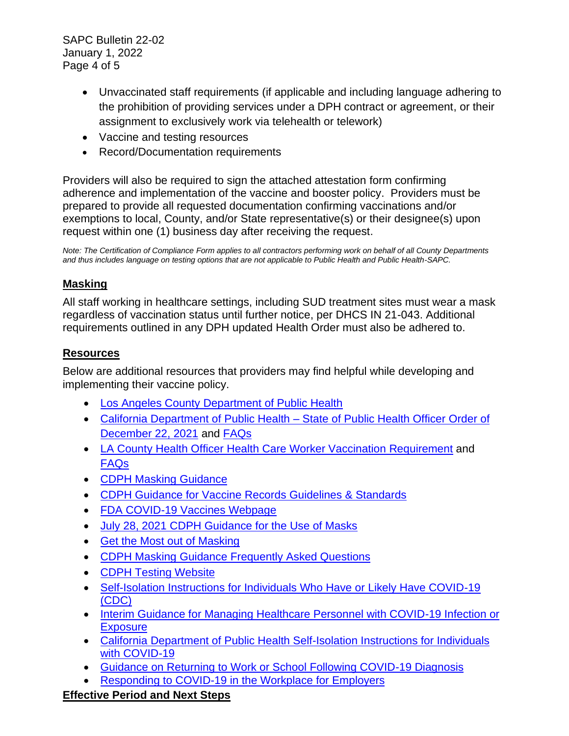- Unvaccinated staff requirements (if applicable and including language adhering to the prohibition of providing services under a DPH contract or agreement, or their assignment to exclusively work via telehealth or telework)
- Vaccine and testing resources
- Record/Documentation requirements

Providers will also be required to sign the attached attestation form confirming adherence and implementation of the vaccine and booster policy. Providers must be prepared to provide all requested documentation confirming vaccinations and/or exemptions to local, County, and/or State representative(s) or their designee(s) upon request within one (1) business day after receiving the request.

*Note: The Certification of Compliance Form applies to all contractors performing work on behalf of all County Departments and thus includes language on testing options that are not applicable to Public Health and Public Health-SAPC.*

## Masking

All staff working in healthcare settings, including SUD treatment sites must wear a mask regardless of vaccination status until further notice, per DHCS IN 21-043. Additional requirements outlined in any DPH updated Health Order must also be adhered to.

## Resources

Below are additional resources that providers may find helpful while developing and implementing their vaccine policy.

- Los Angeles County Department of Public Health
- California Department of Public Health – State of Public Health Officer Order of December 22, 2021 and FAQs
- LA County Health Officer Health Care Worker Vaccination Requirement and FAQs
- CDPH Masking Guidance
- CDPH Guidance for Vaccine Records Guidelines & Standards
- FDA COVID-19 Vaccines Webpage
- July 28, 2021 CDPH Guidance for the Use of Masks
- Get the Most out of Masking
- CDPH Masking Guidance Frequently Asked Questions
- CDPH Testing Website
- Self-Isolation Instructions for Individuals Who Have or Likely Have COVID-19 (CDC)
- Interim Guidance for Managing Healthcare Personnel with COVID-19 Infection or Exposure
- California Department of Public Health Self-Isolation Instructions for Individuals with COVID-19
- Guidance on Returning to Work or School Following COVID-19 Diagnosis
- Responding to COVID-19 in the Workplace for Employers

## Effective Period and Next Steps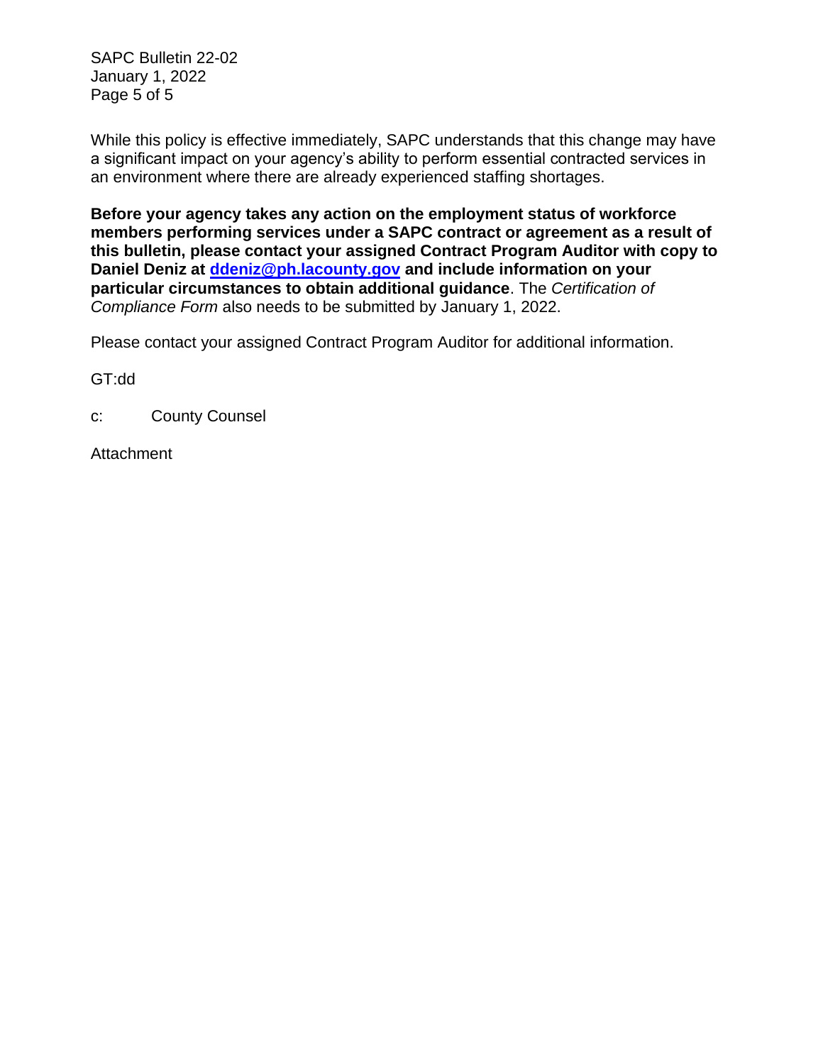While this policy is effective immediately, SAPC understands that this change may have a significant impact on your agency's ability to perform essential contracted services in an environment where there are already experienced staffing shortages.

**Before your agency takes any action on the employment status of workforce members performing services under a SAPC contract or agreement as a result of this bulletin, please contact your assigned Contract Program Auditor with copy to Daniel Deniz at ddeniz@ph.lacounty.gov and include information on your particular circumstances to obtain additional guidance**. The *Certification of Compliance Form* also needs to be submitted by January 1, 2022.

Please contact your assigned Contract Program Auditor for additional information.

GT:dd

c: County Counsel

Attachment